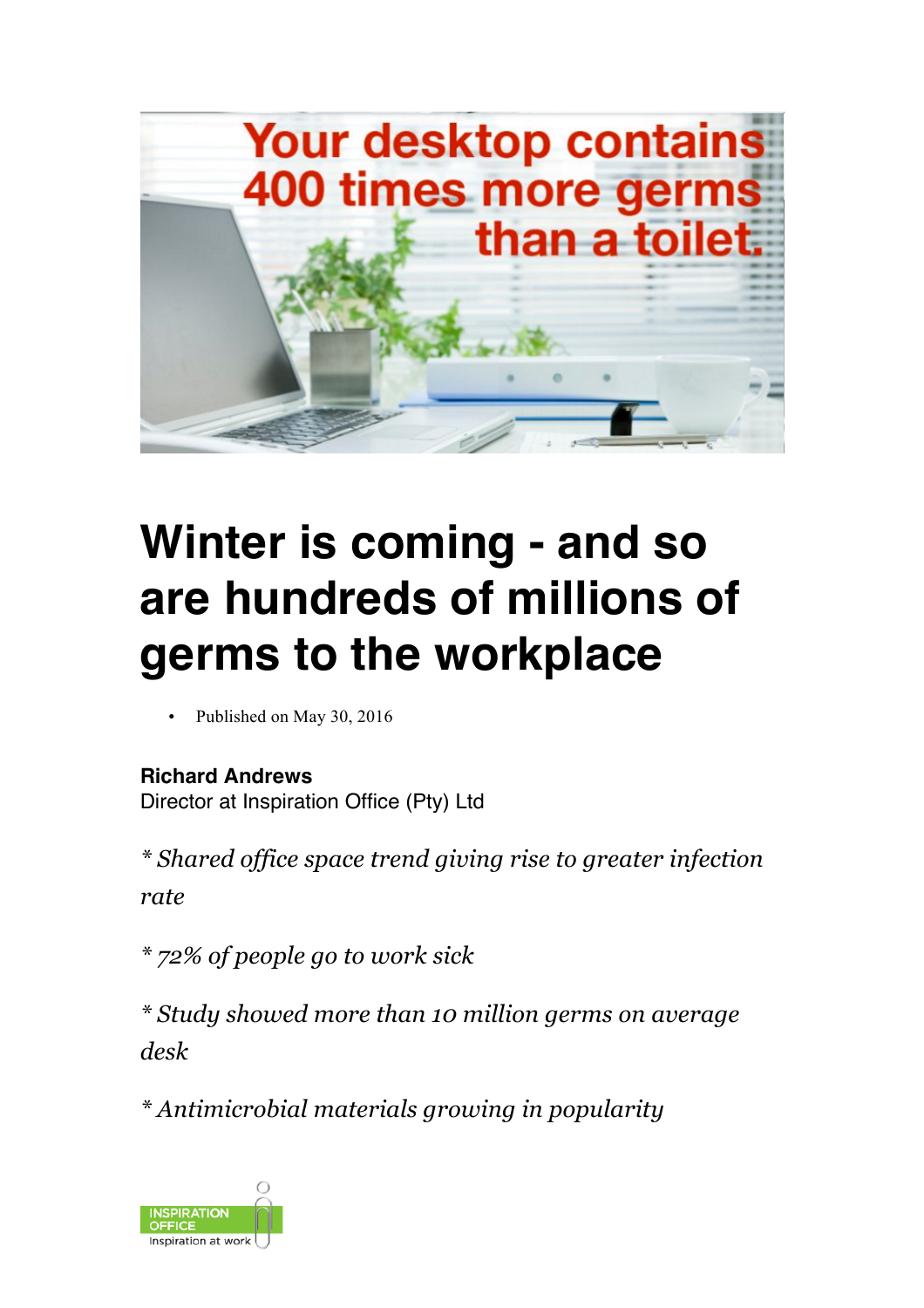Your desktop contains 400 times more germs than a toilet.

# Winter is coming - and so are hundreds of millions of germs to the workplace

- Published on May 30, 2016

**Richard Andrews**
Director at Inspiration Office (Pty) Ltd

*\* Shared office space trend giving rise to greater infection rate*

*\* 72% of people go to work sick*

*\* Study showed more than 10 million germs on average desk*

*\* Antimicrobial materials growing in popularity*

INSPIRATION OFFICE
Inspiration at work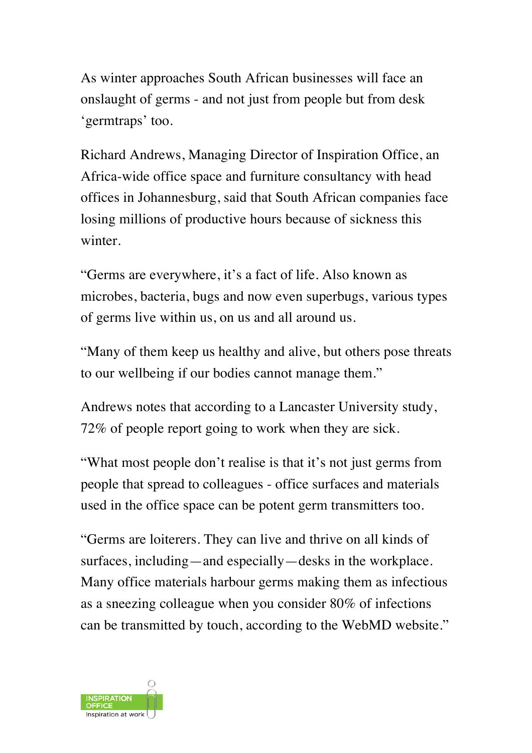As winter approaches South African businesses will face an onslaught of germs - and not just from people but from desk ‘germtraps’ too.

Richard Andrews, Managing Director of Inspiration Office, an Africa-wide office space and furniture consultancy with head offices in Johannesburg, said that South African companies face losing millions of productive hours because of sickness this winter.

“Germs are everywhere, it’s a fact of life. Also known as microbes, bacteria, bugs and now even superbugs, various types of germs live within us, on us and all around us.

“Many of them keep us healthy and alive, but others pose threats to our wellbeing if our bodies cannot manage them.”

Andrews notes that according to a Lancaster University study, 72% of people report going to work when they are sick.

“What most people don’t realise is that it’s not just germs from people that spread to colleagues - office surfaces and materials used in the office space can be potent germ transmitters too.

“Germs are loiterers. They can live and thrive on all kinds of surfaces, including—and especially—desks in the workplace. Many office materials harbour germs making them as infectious as a sneezing colleague when you consider 80% of infections can be transmitted by touch, according to the WebMD website.”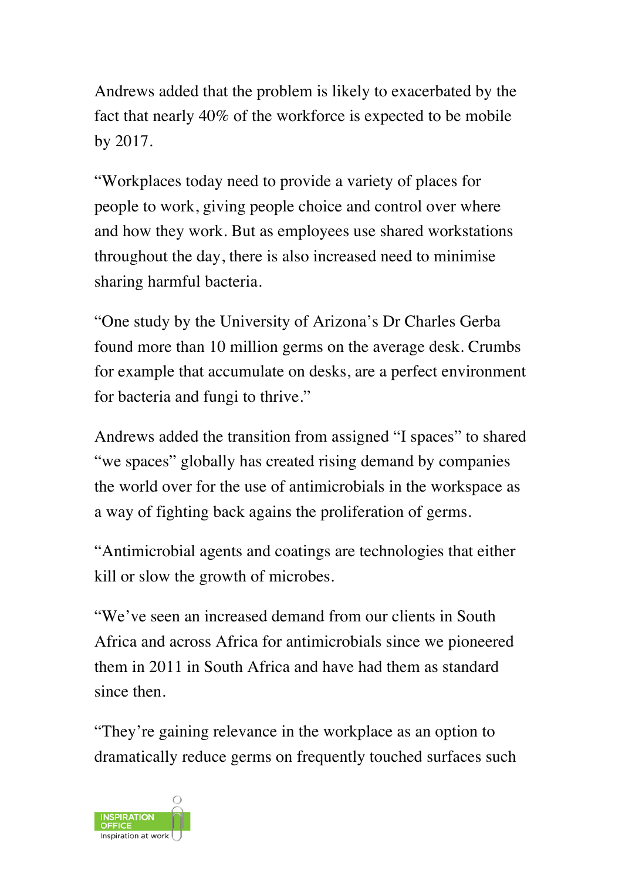Andrews added that the problem is likely to exacerbated by the fact that nearly 40% of the workforce is expected to be mobile by 2017.

"Workplaces today need to provide a variety of places for people to work, giving people choice and control over where and how they work. But as employees use shared workstations throughout the day, there is also increased need to minimise sharing harmful bacteria.

"One study by the University of Arizona's Dr Charles Gerba found more than 10 million germs on the average desk. Crumbs for example that accumulate on desks, are a perfect environment for bacteria and fungi to thrive."

Andrews added the transition from assigned "I spaces" to shared "we spaces" globally has created rising demand by companies the world over for the use of antimicrobials in the workspace as a way of fighting back agains the proliferation of germs.

"Antimicrobial agents and coatings are technologies that either kill or slow the growth of microbes.

"We've seen an increased demand from our clients in South Africa and across Africa for antimicrobials since we pioneered them in 2011 in South Africa and have had them as standard since then.

"They're gaining relevance in the workplace as an option to dramatically reduce germs on frequently touched surfaces such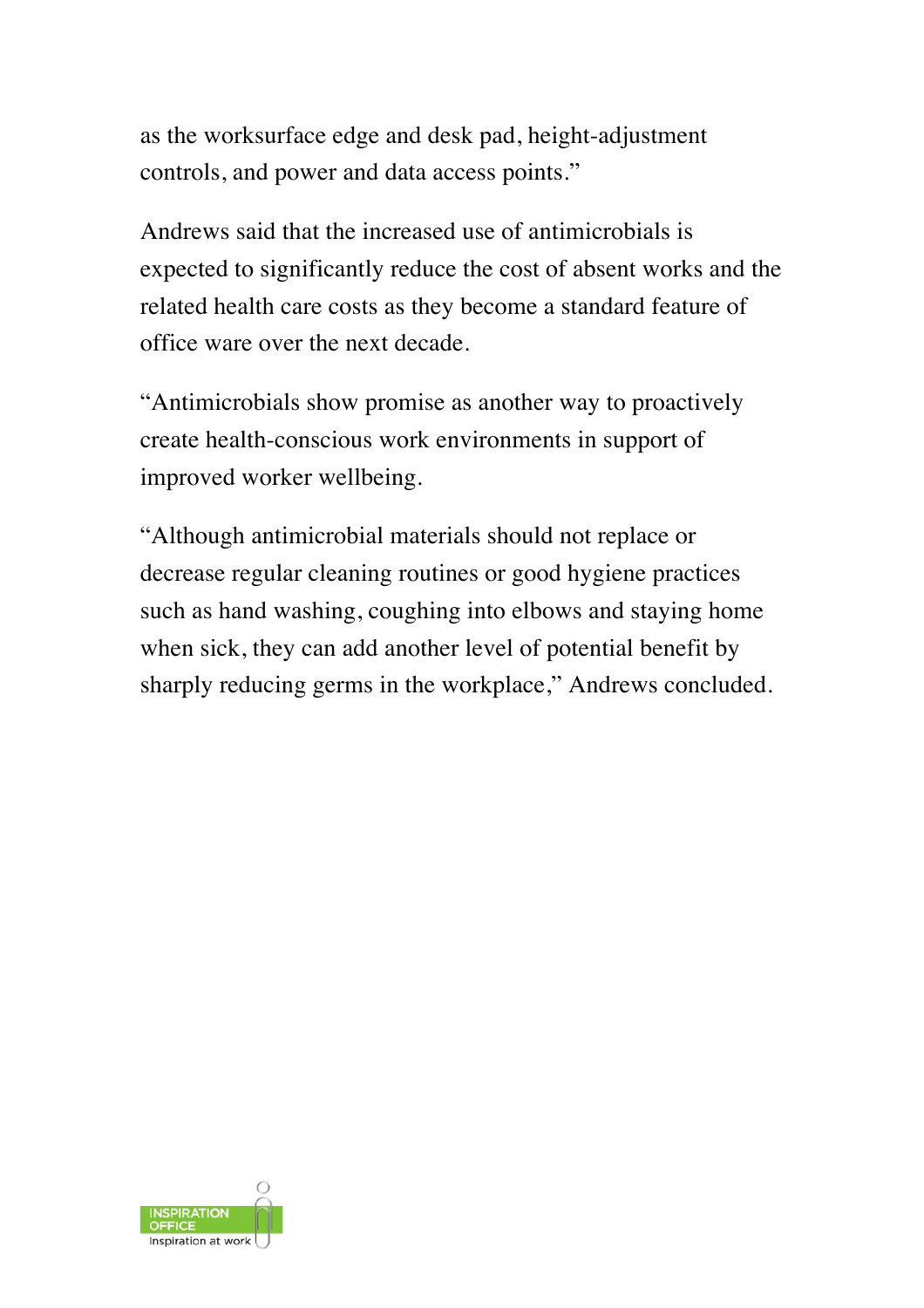as the worksurface edge and desk pad, height-adjustment controls, and power and data access points."

Andrews said that the increased use of antimicrobials is expected to significantly reduce the cost of absent works and the related health care costs as they become a standard feature of office ware over the next decade.

"Antimicrobials show promise as another way to proactively create health-conscious work environments in support of improved worker wellbeing.

"Although antimicrobial materials should not replace or decrease regular cleaning routines or good hygiene practices such as hand washing, coughing into elbows and staying home when sick, they can add another level of potential benefit by sharply reducing germs in the workplace," Andrews concluded.